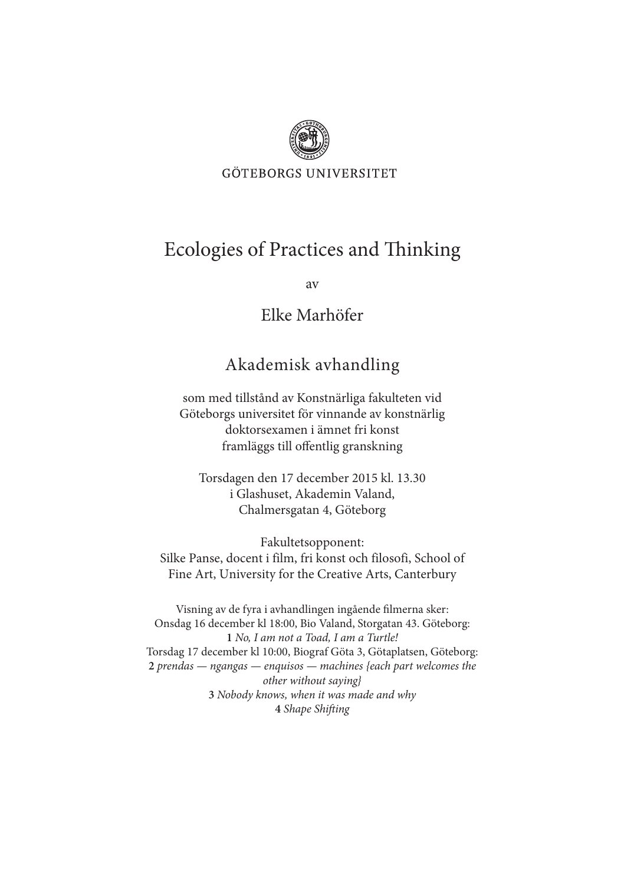GÖTEBORGS UNIVERSITET

# Ecologies of Practices and Thinking

av

Elke Marhöfer

## Akademisk avhandling

som med tillstånd av Konstnärliga fakulteten vid
Göteborgs universitet för vinnande av konstnärlig
doktorsexamen i ämnet fri konst
framläggs till offentlig granskning

Torsdagen den 17 december 2015 kl. 13.30
i Glashuset, Akademin Valand,
Chalmersgatan 4, Göteborg

Fakultetsopponent:
Silke Panse, docent i film, fri konst och filosofi, School of
Fine Art, University for the Creative Arts, Canterbury

Visning av de fyra i avhandlingen ingående filmerna sker:
Onsdag 16 december kl 18:00, Bio Valand, Storgatan 43. Göteborg:
**1** *No, I am not a Toad, I am a Turtle!*
Torsdag 17 december kl 10:00, Biograf Göta 3, Götaplatsen, Göteborg:
**2** *prendas — ngangas — enquisos — machines {each part welcomes the other without saying}*
**3** *Nobody knows, when it was made and why*
**4** *Shape Shifting*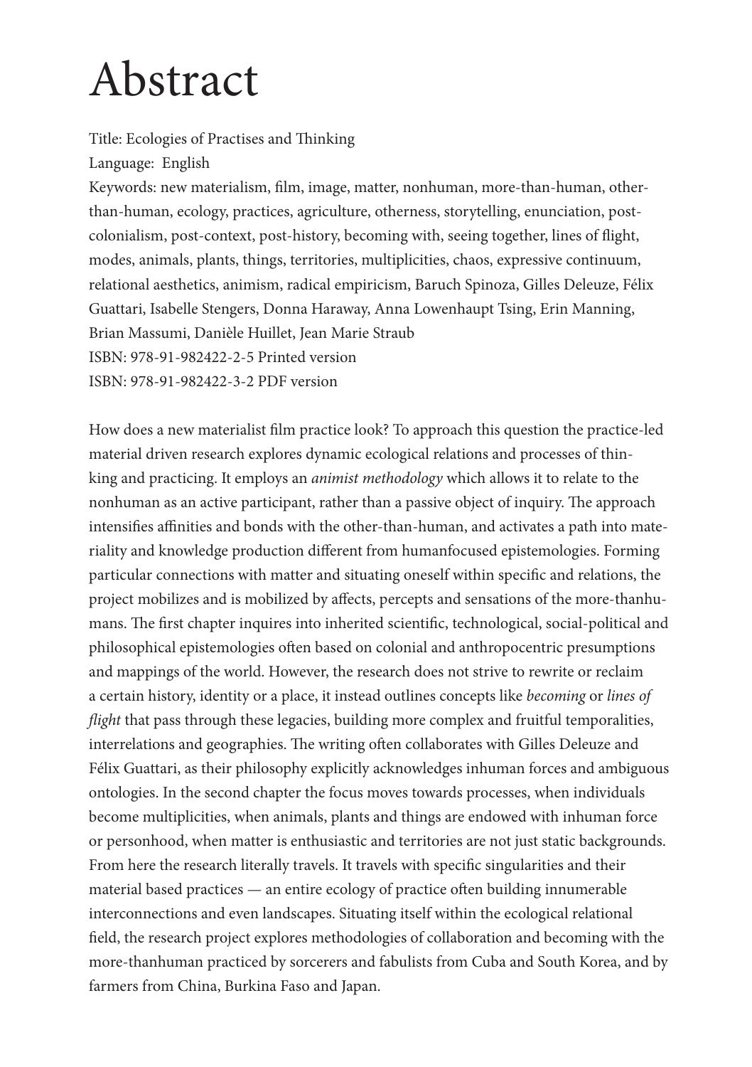# Abstract

Title: Ecologies of Practises and Thinking
Language: English
Keywords: new materialism, film, image, matter, nonhuman, more-than-human, other-than-human, ecology, practices, agriculture, otherness, storytelling, enunciation, post-colonialism, post-context, post-history, becoming with, seeing together, lines of flight, modes, animals, plants, things, territories, multiplicities, chaos, expressive continuum, relational aesthetics, animism, radical empiricism, Baruch Spinoza, Gilles Deleuze, Félix Guattari, Isabelle Stengers, Donna Haraway, Anna Lowenhaupt Tsing, Erin Manning, Brian Massumi, Danièle Huillet, Jean Marie Straub
ISBN: 978-91-982422-2-5 Printed version
ISBN: 978-91-982422-3-2 PDF version

How does a new materialist film practice look? To approach this question the practice-led material driven research explores dynamic ecological relations and processes of thinking and practicing. It employs an *animist methodology* which allows it to relate to the nonhuman as an active participant, rather than a passive object of inquiry. The approach intensifies affinities and bonds with the other-than-human, and activates a path into materiality and knowledge production different from humanfocused epistemologies. Forming particular connections with matter and situating oneself within specific and relations, the project mobilizes and is mobilized by affects, percepts and sensations of the more-thanhumans. The first chapter inquires into inherited scientific, technological, social-political and philosophical epistemologies often based on colonial and anthropocentric presumptions and mappings of the world. However, the research does not strive to rewrite or reclaim a certain history, identity or a place, it instead outlines concepts like *becoming* or *lines of flight* that pass through these legacies, building more complex and fruitful temporalities, interrelations and geographies. The writing often collaborates with Gilles Deleuze and Félix Guattari, as their philosophy explicitly acknowledges inhuman forces and ambiguous ontologies. In the second chapter the focus moves towards processes, when individuals become multiplicities, when animals, plants and things are endowed with inhuman force or personhood, when matter is enthusiastic and territories are not just static backgrounds. From here the research literally travels. It travels with specific singularities and their material based practices — an entire ecology of practice often building innumerable interconnections and even landscapes. Situating itself within the ecological relational field, the research project explores methodologies of collaboration and becoming with the more-thanhuman practiced by sorcerers and fabulists from Cuba and South Korea, and by farmers from China, Burkina Faso and Japan.